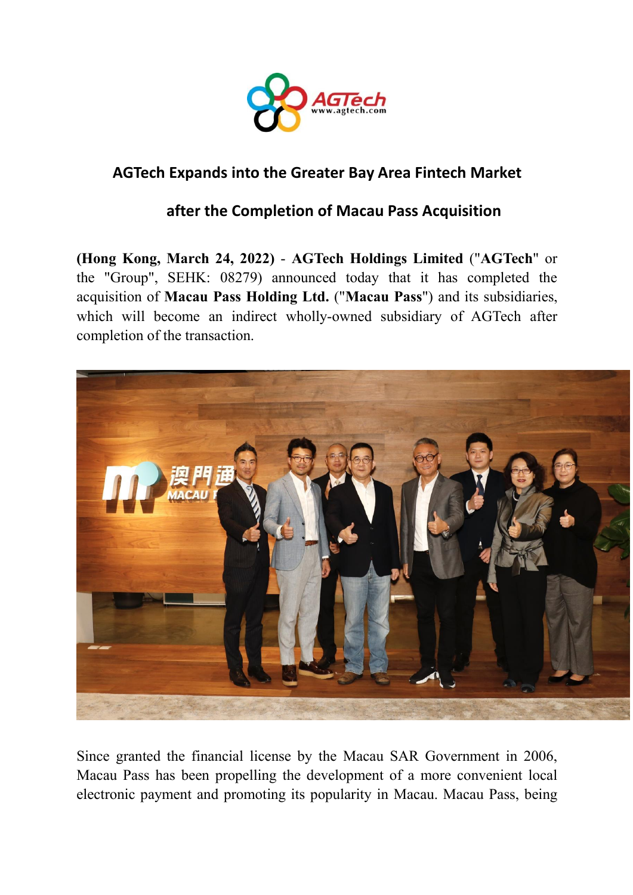# AGTech Expands into the Greater Bay Area Fintech Market after the Completion of Macau Pass Acquisition

**(Hong Kong, March 24, 2022)** - **AGTech Holdings Limited** ("**AGTech**" or the "Group", SEHK: 08279) announced today that it has completed the acquisition of **Macau Pass Holding Ltd.** ("**Macau Pass**") and its subsidiaries, which will become an indirect wholly-owned subsidiary of AGTech after completion of the transaction.

Since granted the financial license by the Macau SAR Government in 2006, Macau Pass has been propelling the development of a more convenient local electronic payment and promoting its popularity in Macau. Macau Pass, being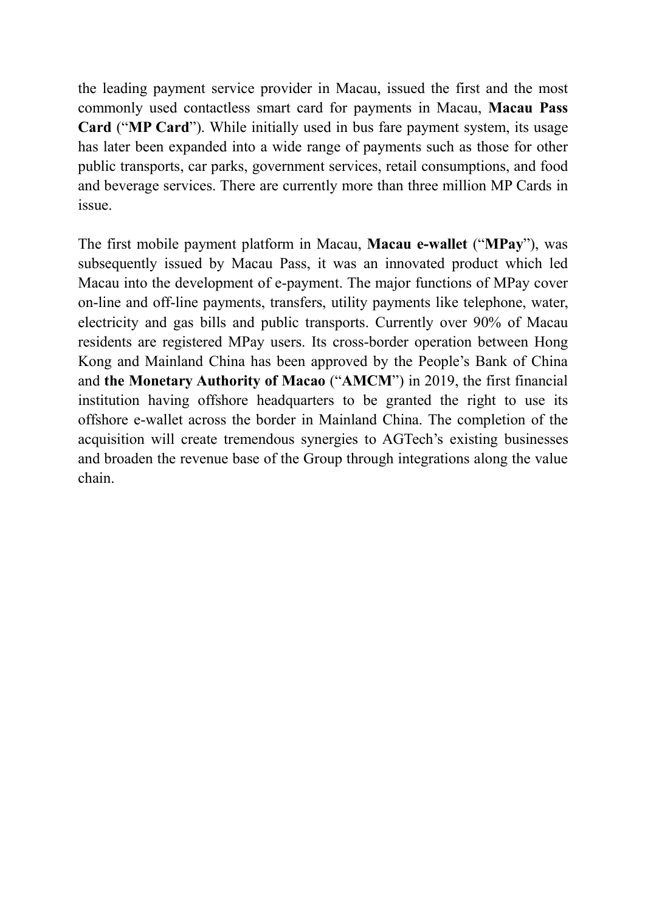the leading payment service provider in Macau, issued the first and the most commonly used contactless smart card for payments in Macau, **Macau Pass Card** ("**MP Card**"). While initially used in bus fare payment system, its usage has later been expanded into a wide range of payments such as those for other public transports, car parks, government services, retail consumptions, and food and beverage services. There are currently more than three million MP Cards in issue.

The first mobile payment platform in Macau, **Macau e-wallet** ("**MPay**"), was subsequently issued by Macau Pass, it was an innovated product which led Macau into the development of e-payment. The major functions of MPay cover on-line and off-line payments, transfers, utility payments like telephone, water, electricity and gas bills and public transports. Currently over 90% of Macau residents are registered MPay users. Its cross-border operation between Hong Kong and Mainland China has been approved by the People's Bank of China and **the Monetary Authority of Macao** ("**AMCM**") in 2019, the first financial institution having offshore headquarters to be granted the right to use its offshore e-wallet across the border in Mainland China. The completion of the acquisition will create tremendous synergies to AGTech's existing businesses and broaden the revenue base of the Group through integrations along the value chain.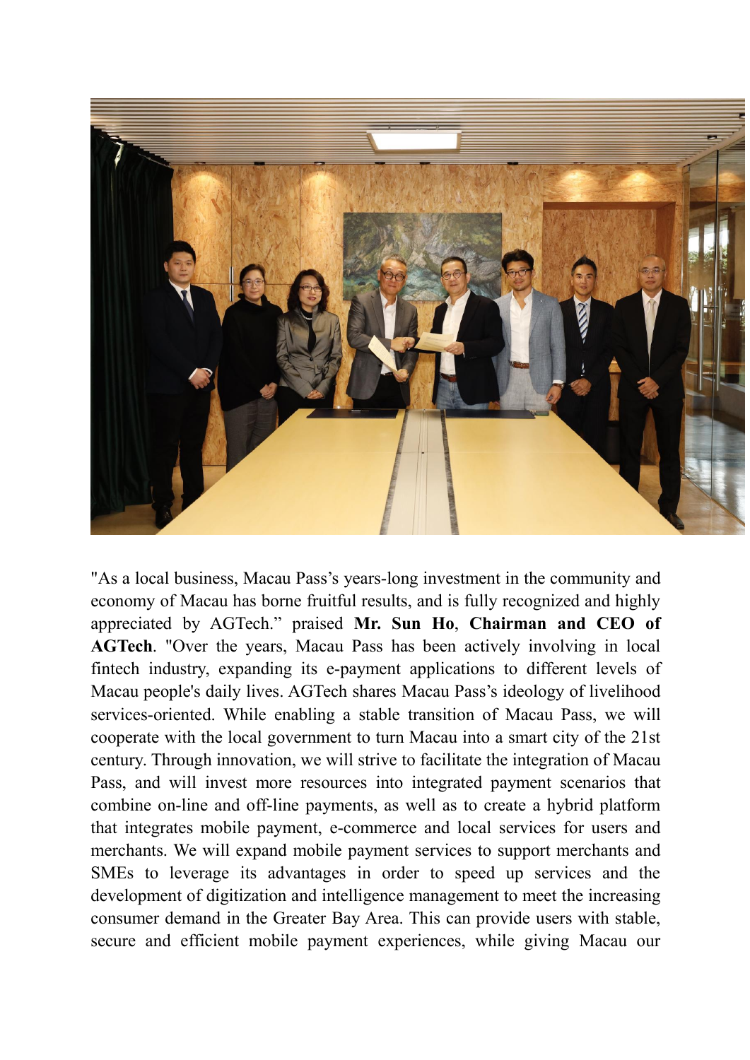"As a local business, Macau Pass's years-long investment in the community and economy of Macau has borne fruitful results, and is fully recognized and highly appreciated by AGTech." praised **Mr. Sun Ho**, **Chairman and CEO of AGTech**. "Over the years, Macau Pass has been actively involving in local fintech industry, expanding its e-payment applications to different levels of Macau people's daily lives. AGTech shares Macau Pass's ideology of livelihood services-oriented. While enabling a stable transition of Macau Pass, we will cooperate with the local government to turn Macau into a smart city of the 21st century. Through innovation, we will strive to facilitate the integration of Macau Pass, and will invest more resources into integrated payment scenarios that combine on-line and off-line payments, as well as to create a hybrid platform that integrates mobile payment, e-commerce and local services for users and merchants. We will expand mobile payment services to support merchants and SMEs to leverage its advantages in order to speed up services and the development of digitization and intelligence management to meet the increasing consumer demand in the Greater Bay Area. This can provide users with stable, secure and efficient mobile payment experiences, while giving Macau our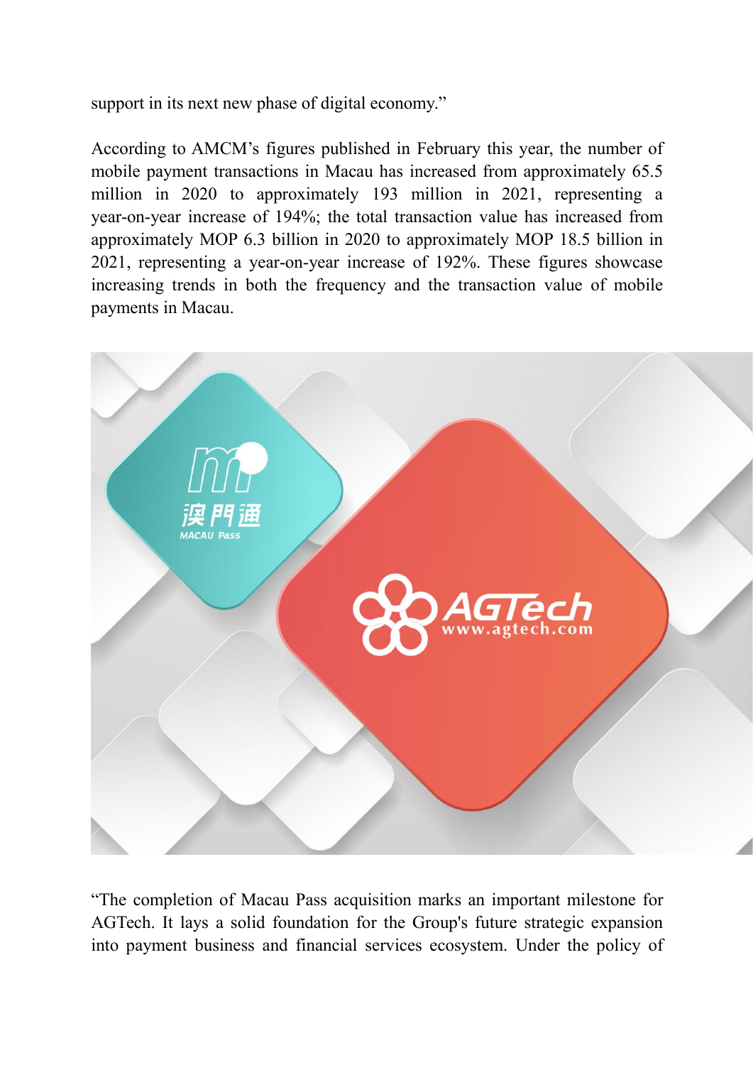support in its next new phase of digital economy."

According to AMCM's figures published in February this year, the number of mobile payment transactions in Macau has increased from approximately 65.5 million in 2020 to approximately 193 million in 2021, representing a year-on-year increase of 194%; the total transaction value has increased from approximately MOP 6.3 billion in 2020 to approximately MOP 18.5 billion in 2021, representing a year-on-year increase of 192%. These figures showcase increasing trends in both the frequency and the transaction value of mobile payments in Macau.

"The completion of Macau Pass acquisition marks an important milestone for AGTech. It lays a solid foundation for the Group's future strategic expansion into payment business and financial services ecosystem. Under the policy of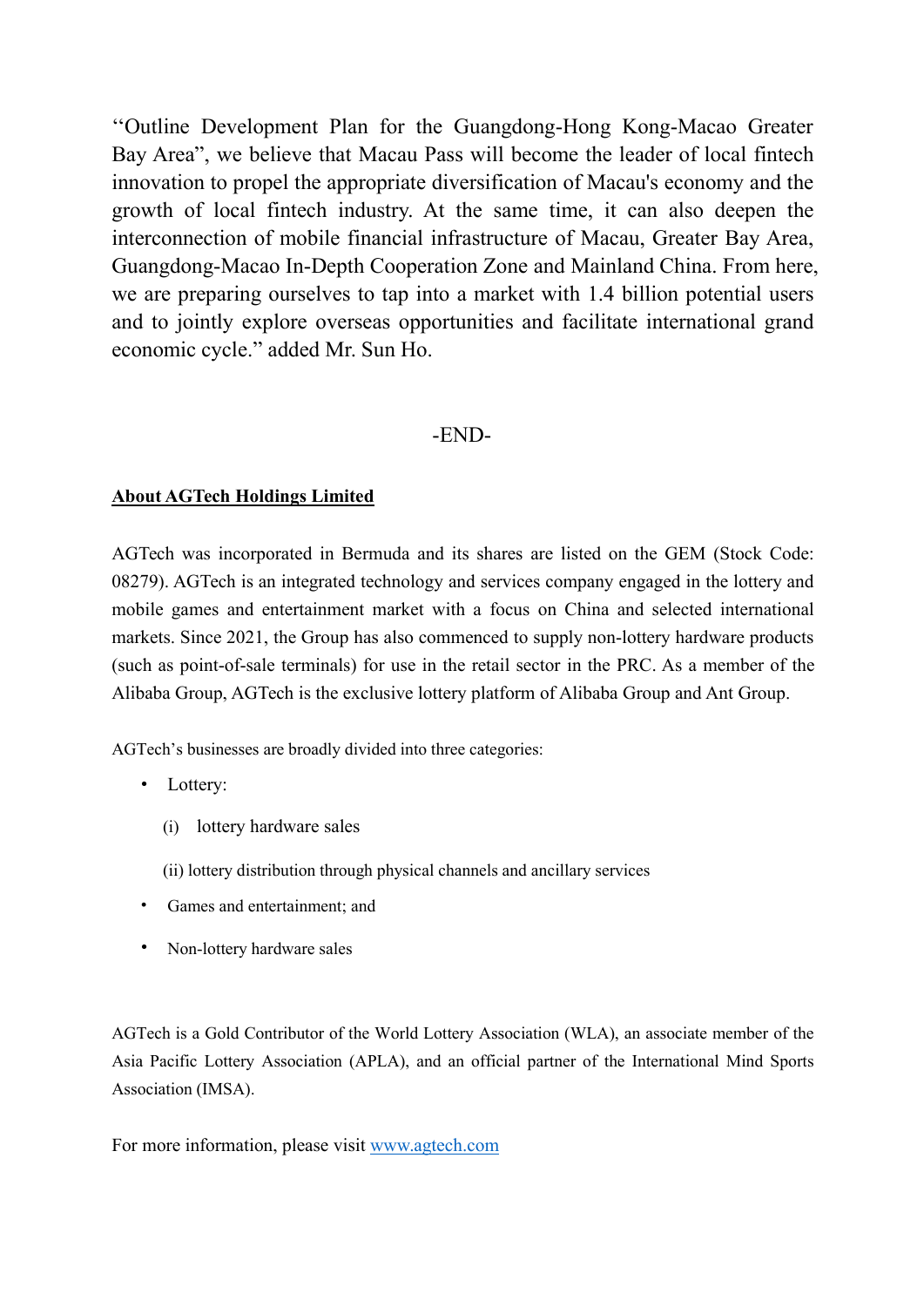"Outline Development Plan for the Guangdong-Hong Kong-Macao Greater Bay Area", we believe that Macau Pass will become the leader of local fintech innovation to propel the appropriate diversification of Macau's economy and the growth of local fintech industry. At the same time, it can also deepen the interconnection of mobile financial infrastructure of Macau, Greater Bay Area, Guangdong-Macao In-Depth Cooperation Zone and Mainland China. From here, we are preparing ourselves to tap into a market with 1.4 billion potential users and to jointly explore overseas opportunities and facilitate international grand economic cycle." added Mr. Sun Ho.

-END-

**About AGTech Holdings Limited**

AGTech was incorporated in Bermuda and its shares are listed on the GEM (Stock Code: 08279). AGTech is an integrated technology and services company engaged in the lottery and mobile games and entertainment market with a focus on China and selected international markets. Since 2021, the Group has also commenced to supply non-lottery hardware products (such as point-of-sale terminals) for use in the retail sector in the PRC. As a member of the Alibaba Group, AGTech is the exclusive lottery platform of Alibaba Group and Ant Group.

AGTech's businesses are broadly divided into three categories:

- Lottery:
  - (i) lottery hardware sales
  - (ii) lottery distribution through physical channels and ancillary services
- Games and entertainment; and
- Non-lottery hardware sales

AGTech is a Gold Contributor of the World Lottery Association (WLA), an associate member of the Asia Pacific Lottery Association (APLA), and an official partner of the International Mind Sports Association (IMSA).

For more information, please visit www.agtech.com